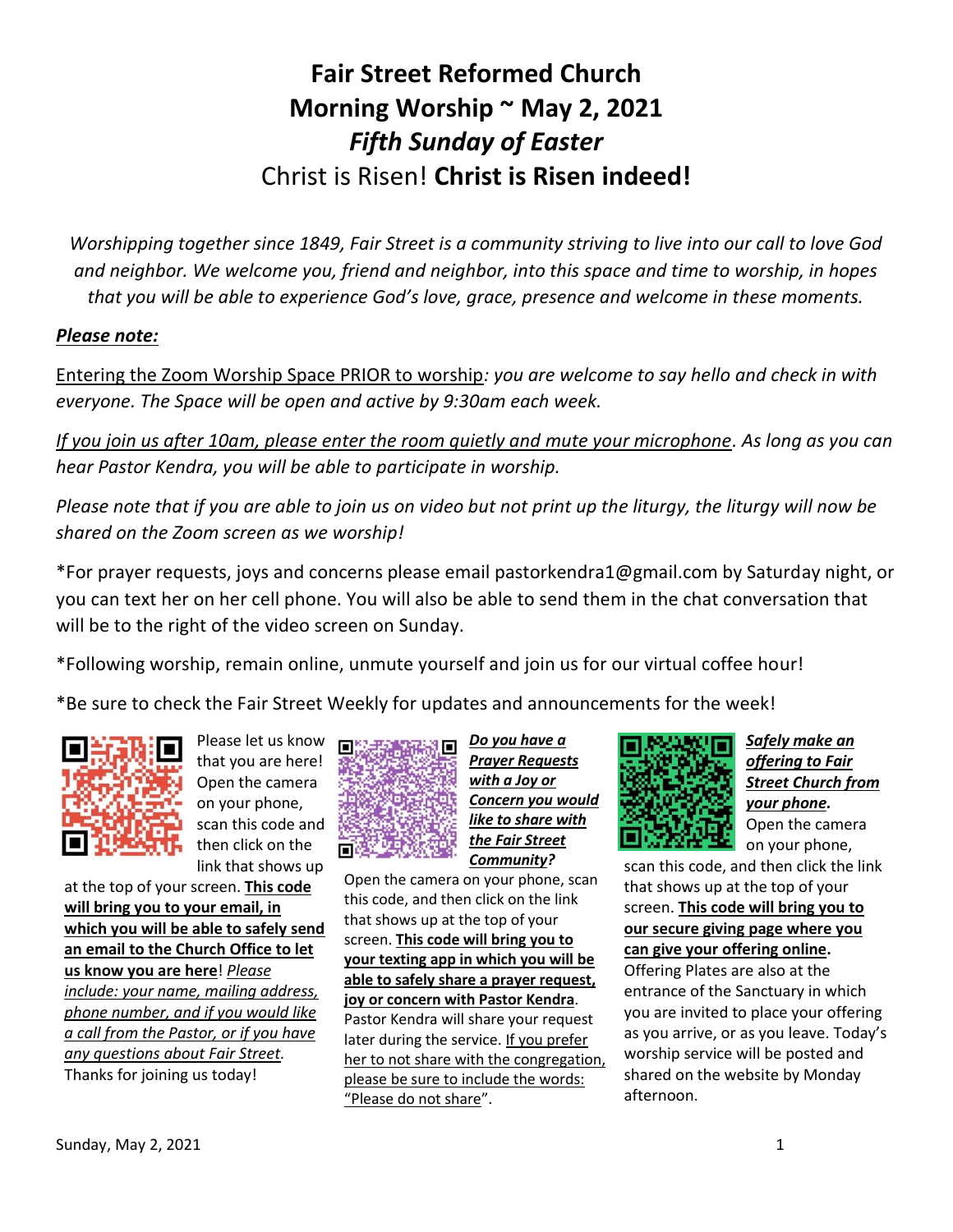# Fair Street Reformed Church
# Morning Worship ~ May 2, 2021
## *Fifth Sunday of Easter*
## Christ is Risen! **Christ is Risen indeed!**

*Worshipping together since 1849, Fair Street is a community striving to live into our call to love God and neighbor. We welcome you, friend and neighbor, into this space and time to worship, in hopes that you will be able to experience God's love, grace, presence and welcome in these moments.*

***Please note:***

Entering the Zoom Worship Space PRIOR to worship*: you are welcome to say hello and check in with everyone. The Space will be open and active by 9:30am each week.*

*If you join us after 10am, please enter the room quietly and mute your microphone. As long as you can hear Pastor Kendra, you will be able to participate in worship.*

*Please note that if you are able to join us on video but not print up the liturgy, the liturgy will now be shared on the Zoom screen as we worship!*

*For prayer requests, joys and concerns please email pastorkendra1@gmail.com by Saturday night, or you can text her on her cell phone. You will also be able to send them in the chat conversation that will be to the right of the video screen on Sunday.

*Following worship, remain online, unmute yourself and join us for our virtual coffee hour!

*Be sure to check the Fair Street Weekly for updates and announcements for the week!

Please let us know that you are here! Open the camera on your phone, scan this code and then click on the link that shows up at the top of your screen. **This code will bring you to your email, in which you will be able to safely send an email to the Church Office to let us know you are here**! *Please include: your name, mailing address, phone number, and if you would like a call from the Pastor, or if you have any questions about Fair Street.* Thanks for joining us today!

***Do you have a Prayer Requests with a Joy or Concern you would like to share with the Fair Street Community?*** Open the camera on your phone, scan this code, and then click on the link that shows up at the top of your screen. **This code will bring you to your texting app in which you will be able to safely share a prayer request, joy or concern with Pastor Kendra**. Pastor Kendra will share your request later during the service. If you prefer her to not share with the congregation, please be sure to include the words: "Please do not share".

***Safely make an offering to Fair Street Church from your phone.*** Open the camera on your phone, scan this code, and then click the link that shows up at the top of your screen. **This code will bring you to our secure giving page where you can give your offering online.** Offering Plates are also at the entrance of the Sanctuary in which you are invited to place your offering as you arrive, or as you leave. Today's worship service will be posted and shared on the website by Monday afternoon.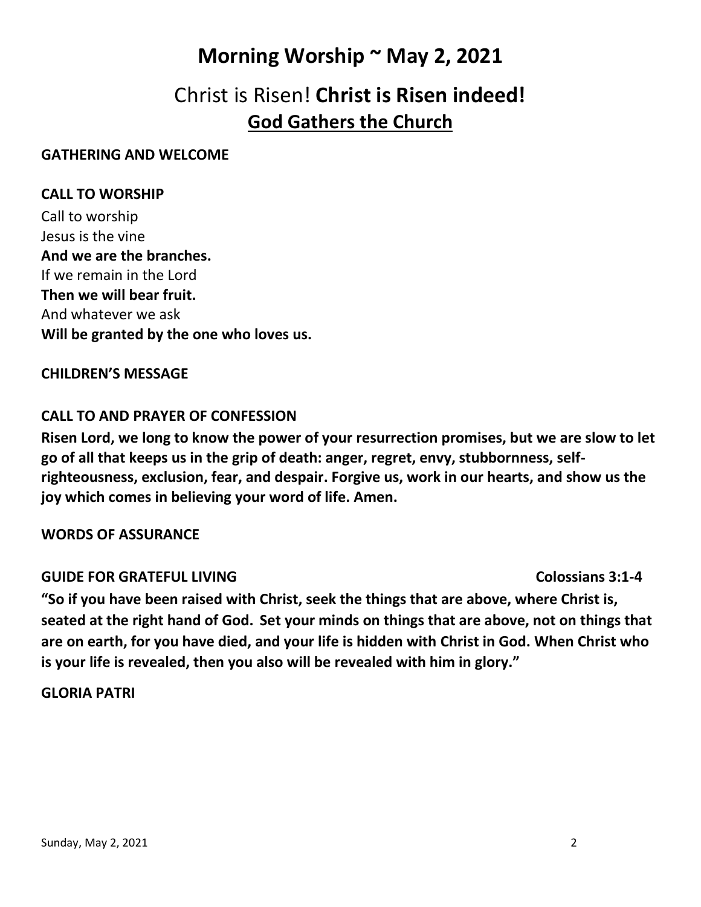# Morning Worship ~ May 2, 2021

## Christ is Risen! **Christ is Risen indeed!**

## <u>God Gathers the Church</u>

**GATHERING AND WELCOME**

**CALL TO WORSHIP**

Call to worship
Jesus is the vine
**And we are the branches.**
If we remain in the Lord
**Then we will bear fruit.**
And whatever we ask
**Will be granted by the one who loves us.**

**CHILDREN'S MESSAGE**

**CALL TO AND PRAYER OF CONFESSION**

**Risen Lord, we long to know the power of your resurrection promises, but we are slow to let go of all that keeps us in the grip of death: anger, regret, envy, stubbornness, self-righteousness, exclusion, fear, and despair. Forgive us, work in our hearts, and show us the joy which comes in believing your word of life. Amen.**

**WORDS OF ASSURANCE**

**GUIDE FOR GRATEFUL LIVING** **Colossians 3:1-4**

**"So if you have been raised with Christ, seek the things that are above, where Christ is, seated at the right hand of God. Set your minds on things that are above, not on things that are on earth, for you have died, and your life is hidden with Christ in God. When Christ who is your life is revealed, then you also will be revealed with him in glory."**

**GLORIA PATRI**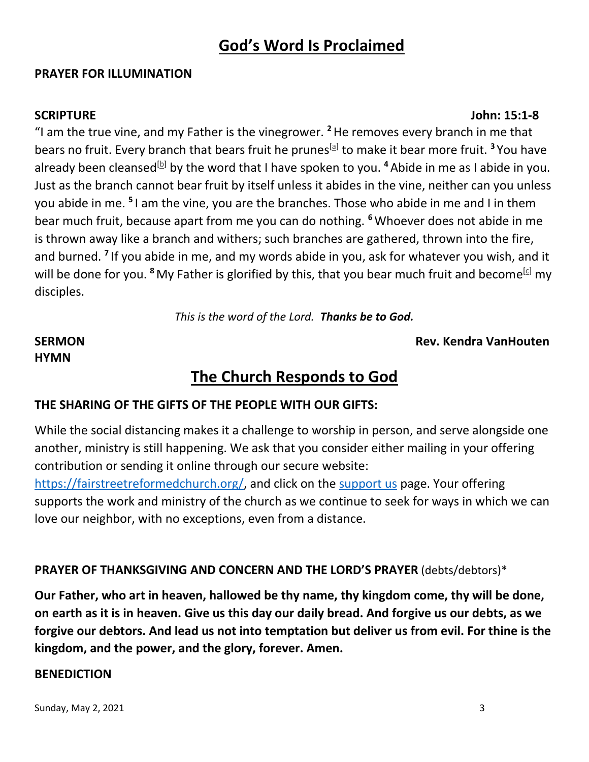# God's Word Is Proclaimed

**PRAYER FOR ILLUMINATION**

**SCRIPTURE** **John: 15:1-8**

"I am the true vine, and my Father is the vinegrower. **2** He removes every branch in me that bears no fruit. Every branch that bears fruit he prunes[a] to make it bear more fruit. **3** You have already been cleansed[b] by the word that I have spoken to you. **4** Abide in me as I abide in you. Just as the branch cannot bear fruit by itself unless it abides in the vine, neither can you unless you abide in me. **5** I am the vine, you are the branches. Those who abide in me and I in them bear much fruit, because apart from me you can do nothing. **6** Whoever does not abide in me is thrown away like a branch and withers; such branches are gathered, thrown into the fire, and burned. **7** If you abide in me, and my words abide in you, ask for whatever you wish, and it will be done for you. **8** My Father is glorified by this, that you bear much fruit and become[c] my disciples.

*This is the word of the Lord.* ***Thanks be to God.***

**SERMON** **Rev. Kendra VanHouten**

**HYMN**

# The Church Responds to God

**THE SHARING OF THE GIFTS OF THE PEOPLE WITH OUR GIFTS:**

While the social distancing makes it a challenge to worship in person, and serve alongside one another, ministry is still happening. We ask that you consider either mailing in your offering contribution or sending it online through our secure website: https://fairstreetreformedchurch.org/, and click on the support us page. Your offering supports the work and ministry of the church as we continue to seek for ways in which we can love our neighbor, with no exceptions, even from a distance.

**PRAYER OF THANKSGIVING AND CONCERN AND THE LORD'S PRAYER** (debts/debtors)*

**Our Father, who art in heaven, hallowed be thy name, thy kingdom come, thy will be done, on earth as it is in heaven. Give us this day our daily bread. And forgive us our debts, as we forgive our debtors. And lead us not into temptation but deliver us from evil. For thine is the kingdom, and the power, and the glory, forever. Amen.**

**BENEDICTION**